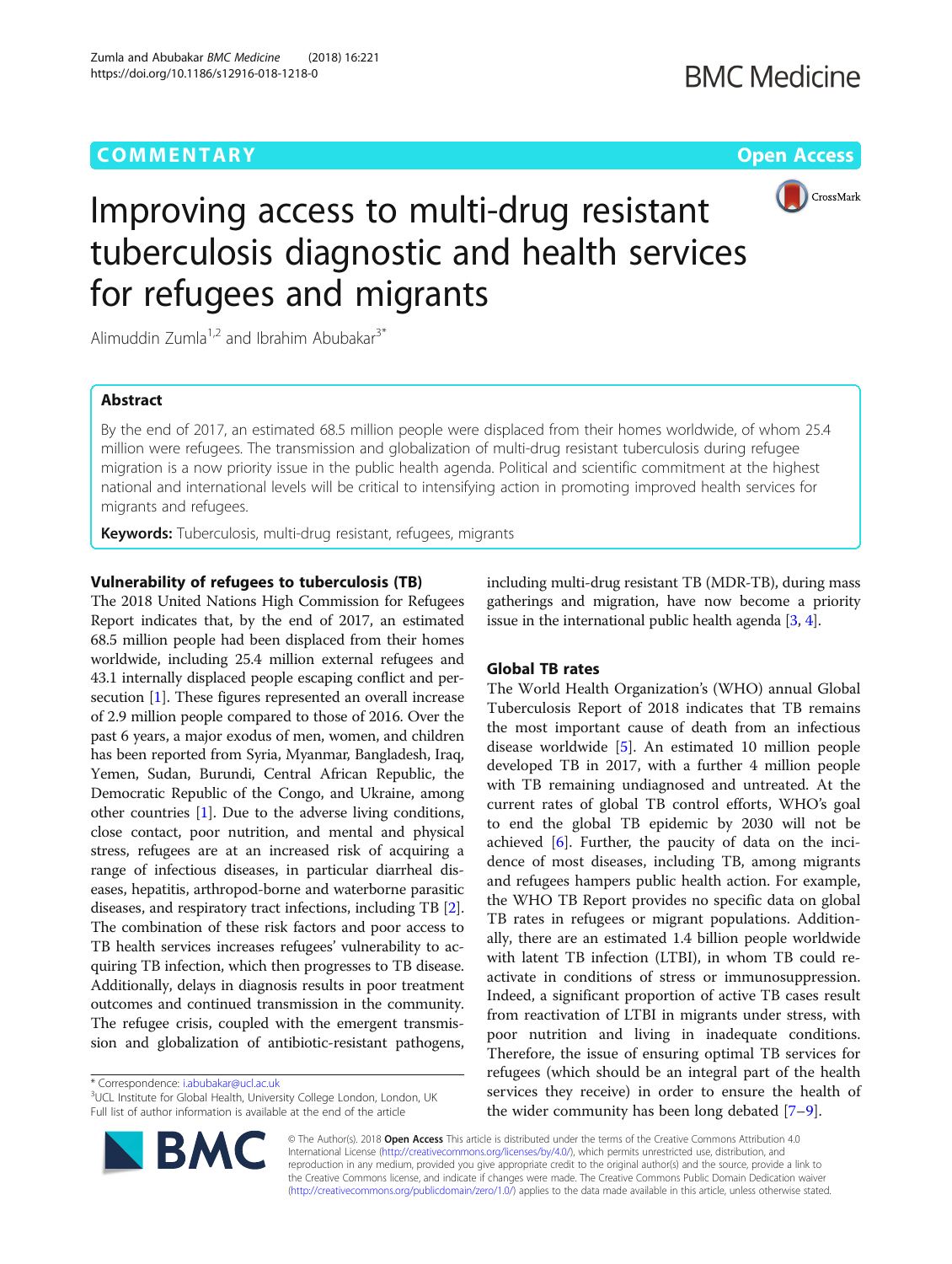COMMENTARY

Open Access

# Improving access to multi-drug resistant tuberculosis diagnostic and health services for refugees and migrants

Alimuddin Zumla[1,2] and Ibrahim Abubakar[3*]

## Abstract

By the end of 2017, an estimated 68.5 million people were displaced from their homes worldwide, of whom 25.4 million were refugees. The transmission and globalization of multi-drug resistant tuberculosis during refugee migration is a now priority issue in the public health agenda. Political and scientific commitment at the highest national and international levels will be critical to intensifying action in promoting improved health services for migrants and refugees.

**Keywords:** Tuberculosis, multi-drug resistant, refugees, migrants

## Vulnerability of refugees to tuberculosis (TB)

The 2018 United Nations High Commission for Refugees Report indicates that, by the end of 2017, an estimated 68.5 million people had been displaced from their homes worldwide, including 25.4 million external refugees and 43.1 internally displaced people escaping conflict and persecution [1]. These figures represented an overall increase of 2.9 million people compared to those of 2016. Over the past 6 years, a major exodus of men, women, and children has been reported from Syria, Myanmar, Bangladesh, Iraq, Yemen, Sudan, Burundi, Central African Republic, the Democratic Republic of the Congo, and Ukraine, among other countries [1]. Due to the adverse living conditions, close contact, poor nutrition, and mental and physical stress, refugees are at an increased risk of acquiring a range of infectious diseases, in particular diarrheal diseases, hepatitis, arthropod-borne and waterborne parasitic diseases, and respiratory tract infections, including TB [2]. The combination of these risk factors and poor access to TB health services increases refugees' vulnerability to acquiring TB infection, which then progresses to TB disease. Additionally, delays in diagnosis results in poor treatment outcomes and continued transmission in the community. The refugee crisis, coupled with the emergent transmission and globalization of antibiotic-resistant pathogens, including multi-drug resistant TB (MDR-TB), during mass gatherings and migration, have now become a priority issue in the international public health agenda [3, 4].

## Global TB rates

The World Health Organization's (WHO) annual Global Tuberculosis Report of 2018 indicates that TB remains the most important cause of death from an infectious disease worldwide [5]. An estimated 10 million people developed TB in 2017, with a further 4 million people with TB remaining undiagnosed and untreated. At the current rates of global TB control efforts, WHO's goal to end the global TB epidemic by 2030 will not be achieved [6]. Further, the paucity of data on the incidence of most diseases, including TB, among migrants and refugees hampers public health action. For example, the WHO TB Report provides no specific data on global TB rates in refugees or migrant populations. Additionally, there are an estimated 1.4 billion people worldwide with latent TB infection (LTBI), in whom TB could reactivate in conditions of stress or immunosuppression. Indeed, a significant proportion of active TB cases result from reactivation of LTBI in migrants under stress, with poor nutrition and living in inadequate conditions. Therefore, the issue of ensuring optimal TB services for refugees (which should be an integral part of the health services they receive) in order to ensure the health of the wider community has been long debated [7–9].

* Correspondence: i.abubakar@ucl.ac.uk
[3]UCL Institute for Global Health, University College London, London, UK
Full list of author information is available at the end of the article

© The Author(s). 2018 **Open Access** This article is distributed under the terms of the Creative Commons Attribution 4.0 International License (http://creativecommons.org/licenses/by/4.0/), which permits unrestricted use, distribution, and reproduction in any medium, provided you give appropriate credit to the original author(s) and the source, provide a link to the Creative Commons license, and indicate if changes were made. The Creative Commons Public Domain Dedication waiver (http://creativecommons.org/publicdomain/zero/1.0/) applies to the data made available in this article, unless otherwise stated.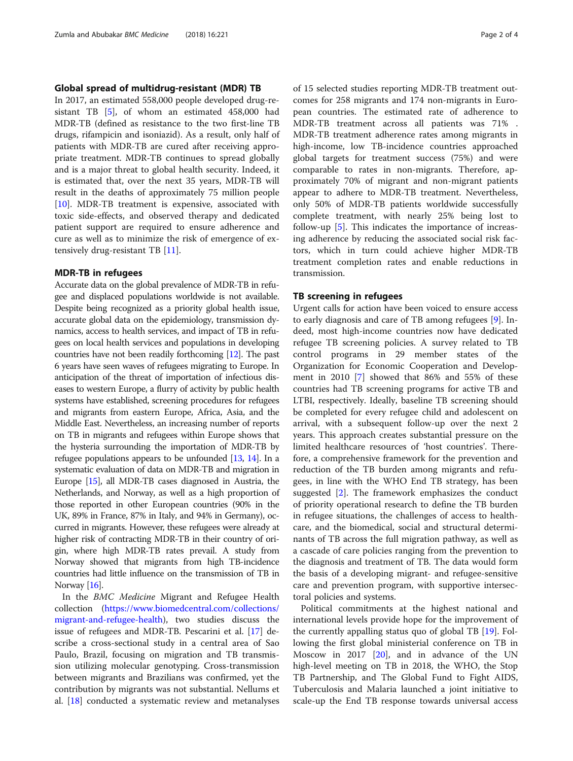## Global spread of multidrug-resistant (MDR) TB

In 2017, an estimated 558,000 people developed drug-resistant TB [5], of whom an estimated 458,000 had MDR-TB (defined as resistance to the two first-line TB drugs, rifampicin and isoniazid). As a result, only half of patients with MDR-TB are cured after receiving appropriate treatment. MDR-TB continues to spread globally and is a major threat to global health security. Indeed, it is estimated that, over the next 35 years, MDR-TB will result in the deaths of approximately 75 million people [10]. MDR-TB treatment is expensive, associated with toxic side-effects, and observed therapy and dedicated patient support are required to ensure adherence and cure as well as to minimize the risk of emergence of extensively drug-resistant TB [11].

## MDR-TB in refugees

Accurate data on the global prevalence of MDR-TB in refugee and displaced populations worldwide is not available. Despite being recognized as a priority global health issue, accurate global data on the epidemiology, transmission dynamics, access to health services, and impact of TB in refugees on local health services and populations in developing countries have not been readily forthcoming [12]. The past 6 years have seen waves of refugees migrating to Europe. In anticipation of the threat of importation of infectious diseases to western Europe, a flurry of activity by public health systems have established, screening procedures for refugees and migrants from eastern Europe, Africa, Asia, and the Middle East. Nevertheless, an increasing number of reports on TB in migrants and refugees within Europe shows that the hysteria surrounding the importation of MDR-TB by refugee populations appears to be unfounded [13, 14]. In a systematic evaluation of data on MDR-TB and migration in Europe [15], all MDR-TB cases diagnosed in Austria, the Netherlands, and Norway, as well as a high proportion of those reported in other European countries (90% in the UK, 89% in France, 87% in Italy, and 94% in Germany), occurred in migrants. However, these refugees were already at higher risk of contracting MDR-TB in their country of origin, where high MDR-TB rates prevail. A study from Norway showed that migrants from high TB-incidence countries had little influence on the transmission of TB in Norway [16].

In the *BMC Medicine* Migrant and Refugee Health collection (https://www.biomedcentral.com/collections/migrant-and-refugee-health), two studies discuss the issue of refugees and MDR-TB. Pescarini et al. [17] describe a cross-sectional study in a central area of Sao Paulo, Brazil, focusing on migration and TB transmission utilizing molecular genotyping. Cross-transmission between migrants and Brazilians was confirmed, yet the contribution by migrants was not substantial. Nellums et al. [18] conducted a systematic review and metanalyses of 15 selected studies reporting MDR-TB treatment outcomes for 258 migrants and 174 non-migrants in European countries. The estimated rate of adherence to MDR-TB treatment across all patients was 71% . MDR-TB treatment adherence rates among migrants in high-income, low TB-incidence countries approached global targets for treatment success (75%) and were comparable to rates in non-migrants. Therefore, approximately 70% of migrant and non-migrant patients appear to adhere to MDR-TB treatment. Nevertheless, only 50% of MDR-TB patients worldwide successfully complete treatment, with nearly 25% being lost to follow-up [5]. This indicates the importance of increasing adherence by reducing the associated social risk factors, which in turn could achieve higher MDR-TB treatment completion rates and enable reductions in transmission.

## TB screening in refugees

Urgent calls for action have been voiced to ensure access to early diagnosis and care of TB among refugees [9]. Indeed, most high-income countries now have dedicated refugee TB screening policies. A survey related to TB control programs in 29 member states of the Organization for Economic Cooperation and Development in 2010 [7] showed that 86% and 55% of these countries had TB screening programs for active TB and LTBI, respectively. Ideally, baseline TB screening should be completed for every refugee child and adolescent on arrival, with a subsequent follow-up over the next 2 years. This approach creates substantial pressure on the limited healthcare resources of 'host countries'. Therefore, a comprehensive framework for the prevention and reduction of the TB burden among migrants and refugees, in line with the WHO End TB strategy, has been suggested [2]. The framework emphasizes the conduct of priority operational research to define the TB burden in refugee situations, the challenges of access to healthcare, and the biomedical, social and structural determinants of TB across the full migration pathway, as well as a cascade of care policies ranging from the prevention to the diagnosis and treatment of TB. The data would form the basis of a developing migrant- and refugee-sensitive care and prevention program, with supportive intersectoral policies and systems.

Political commitments at the highest national and international levels provide hope for the improvement of the currently appalling status quo of global TB [19]. Following the first global ministerial conference on TB in Moscow in 2017 [20], and in advance of the UN high-level meeting on TB in 2018, the WHO, the Stop TB Partnership, and The Global Fund to Fight AIDS, Tuberculosis and Malaria launched a joint initiative to scale-up the End TB response towards universal access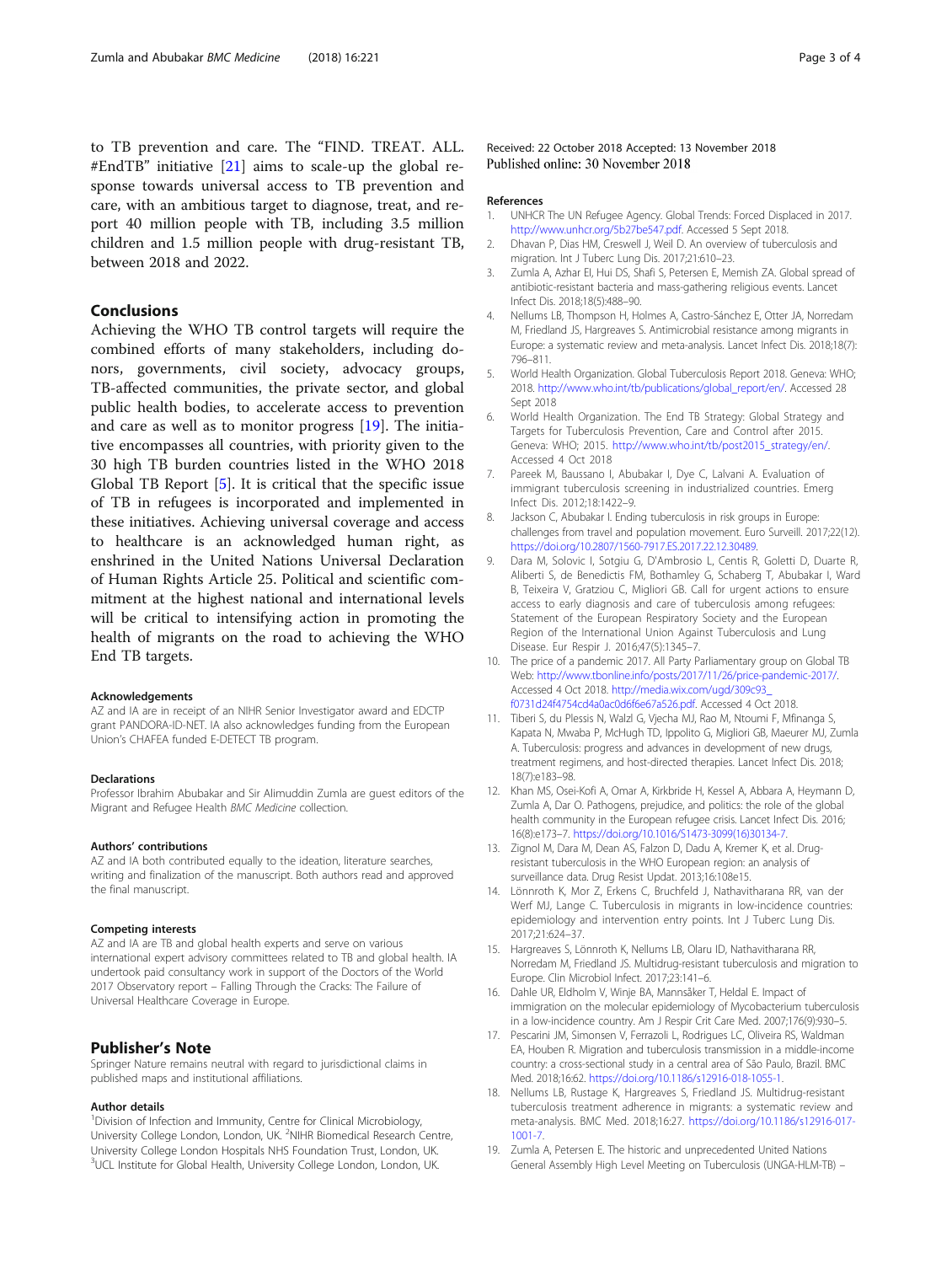to TB prevention and care. The "FIND. TREAT. ALL. #EndTB" initiative [21] aims to scale-up the global response towards universal access to TB prevention and care, with an ambitious target to diagnose, treat, and report 40 million people with TB, including 3.5 million children and 1.5 million people with drug-resistant TB, between 2018 and 2022.

## Conclusions

Achieving the WHO TB control targets will require the combined efforts of many stakeholders, including donors, governments, civil society, advocacy groups, TB-affected communities, the private sector, and global public health bodies, to accelerate access to prevention and care as well as to monitor progress [19]. The initiative encompasses all countries, with priority given to the 30 high TB burden countries listed in the WHO 2018 Global TB Report [5]. It is critical that the specific issue of TB in refugees is incorporated and implemented in these initiatives. Achieving universal coverage and access to healthcare is an acknowledged human right, as enshrined in the United Nations Universal Declaration of Human Rights Article 25. Political and scientific commitment at the highest national and international levels will be critical to intensifying action in promoting the health of migrants on the road to achieving the WHO End TB targets.

#### Acknowledgements

AZ and IA are in receipt of an NIHR Senior Investigator award and EDCTP grant PANDORA-ID-NET. IA also acknowledges funding from the European Union's CHAFEA funded E-DETECT TB program.

#### Declarations

Professor Ibrahim Abubakar and Sir Alimuddin Zumla are guest editors of the Migrant and Refugee Health *BMC Medicine* collection.

#### Authors' contributions

AZ and IA both contributed equally to the ideation, literature searches, writing and finalization of the manuscript. Both authors read and approved the final manuscript.

#### Competing interests

AZ and IA are TB and global health experts and serve on various international expert advisory committees related to TB and global health. IA undertook paid consultancy work in support of the Doctors of the World 2017 Observatory report – Falling Through the Cracks: The Failure of Universal Healthcare Coverage in Europe.

## Publisher's Note

Springer Nature remains neutral with regard to jurisdictional claims in published maps and institutional affiliations.

#### Author details

[1]Division of Infection and Immunity, Centre for Clinical Microbiology, University College London, London, UK. [2]NIHR Biomedical Research Centre, University College London Hospitals NHS Foundation Trust, London, UK. [3]UCL Institute for Global Health, University College London, London, UK.

Received: 22 October 2018 Accepted: 13 November 2018
Published online: 30 November 2018

#### References

1. UNHCR The UN Refugee Agency. Global Trends: Forced Displaced in 2017. http://www.unhcr.org/5b27be547.pdf. Accessed 5 Sept 2018.
2. Dhavan P, Dias HM, Creswell J, Weil D. An overview of tuberculosis and migration. Int J Tuberc Lung Dis. 2017;21:610–23.
3. Zumla A, Azhar EI, Hui DS, Shafi S, Petersen E, Memish ZA. Global spread of antibiotic-resistant bacteria and mass-gathering religious events. Lancet Infect Dis. 2018;18(5):488–90.
4. Nellums LB, Thompson H, Holmes A, Castro-Sánchez E, Otter JA, Norredam M, Friedland JS, Hargreaves S. Antimicrobial resistance among migrants in Europe: a systematic review and meta-analysis. Lancet Infect Dis. 2018;18(7): 796–811.
5. World Health Organization. Global Tuberculosis Report 2018. Geneva: WHO; 2018. http://www.who.int/tb/publications/global_report/en/. Accessed 28 Sept 2018
6. World Health Organization. The End TB Strategy: Global Strategy and Targets for Tuberculosis Prevention, Care and Control after 2015. Geneva: WHO; 2015. http://www.who.int/tb/post2015_strategy/en/. Accessed 4 Oct 2018
7. Pareek M, Baussano I, Abubakar I, Dye C, Lalvani A. Evaluation of immigrant tuberculosis screening in industrialized countries. Emerg Infect Dis. 2012;18:1422–9.
8. Jackson C, Abubakar I. Ending tuberculosis in risk groups in Europe: challenges from travel and population movement. Euro Surveill. 2017;22(12). https://doi.org/10.2807/1560-7917.ES.2017.22.12.30489.
9. Dara M, Solovic I, Sotgiu G, D'Ambrosio L, Centis R, Goletti D, Duarte R, Aliberti S, de Benedictis FM, Bothamley G, Schaberg T, Abubakar I, Ward B, Teixeira V, Gratziou C, Migliori GB. Call for urgent actions to ensure access to early diagnosis and care of tuberculosis among refugees: Statement of the European Respiratory Society and the European Region of the International Union Against Tuberculosis and Lung Disease. Eur Respir J. 2016;47(5):1345–7.
10. The price of a pandemic 2017. All Party Parliamentary group on Global TB Web: http://www.tbonline.info/posts/2017/11/26/price-pandemic-2017/. Accessed 4 Oct 2018. http://media.wix.com/ugd/309c93_f0731d24f4754cd4a0ac0d6f6e67a526.pdf. Accessed 4 Oct 2018.
11. Tiberi S, du Plessis N, Walzl G, Vjecha MJ, Rao M, Ntoumi F, Mfinanga S, Kapata N, Mwaba P, McHugh TD, Ippolito G, Migliori GB, Maeurer MJ, Zumla A. Tuberculosis: progress and advances in development of new drugs, treatment regimens, and host-directed therapies. Lancet Infect Dis. 2018; 18(7):e183–98.
12. Khan MS, Osei-Kofi A, Omar A, Kirkbride H, Kessel A, Abbara A, Heymann D, Zumla A, Dar O. Pathogens, prejudice, and politics: the role of the global health community in the European refugee crisis. Lancet Infect Dis. 2016; 16(8):e173–7. https://doi.org/10.1016/S1473-3099(16)30134-7.
13. Zignol M, Dara M, Dean AS, Falzon D, Dadu A, Kremer K, et al. Drug-resistant tuberculosis in the WHO European region: an analysis of surveillance data. Drug Resist Updat. 2013;16:108e15.
14. Lönnroth K, Mor Z, Erkens C, Bruchfeld J, Nathavitharana RR, van der Werf MJ, Lange C. Tuberculosis in migrants in low-incidence countries: epidemiology and intervention entry points. Int J Tuberc Lung Dis. 2017;21:624–37.
15. Hargreaves S, Lönnroth K, Nellums LB, Olaru ID, Nathavitharana RR, Norredam M, Friedland JS. Multidrug-resistant tuberculosis and migration to Europe. Clin Microbiol Infect. 2017;23:141–6.
16. Dahle UR, Eldholm V, Winje BA, Mannsåker T, Heldal E. Impact of immigration on the molecular epidemiology of Mycobacterium tuberculosis in a low-incidence country. Am J Respir Crit Care Med. 2007;176(9):930–5.
17. Pescarini JM, Simonsen V, Ferrazoli L, Rodrigues LC, Oliveira RS, Waldman EA, Houben R. Migration and tuberculosis transmission in a middle-income country: a cross-sectional study in a central area of São Paulo, Brazil. BMC Med. 2018;16:62. https://doi.org/10.1186/s12916-018-1055-1.
18. Nellums LB, Rustage K, Hargreaves S, Friedland JS. Multidrug-resistant tuberculosis treatment adherence in migrants: a systematic review and meta-analysis. BMC Med. 2018;16:27. https://doi.org/10.1186/s12916-017-1001-7.
19. Zumla A, Petersen E. The historic and unprecedented United Nations General Assembly High Level Meeting on Tuberculosis (UNGA-HLM-TB) –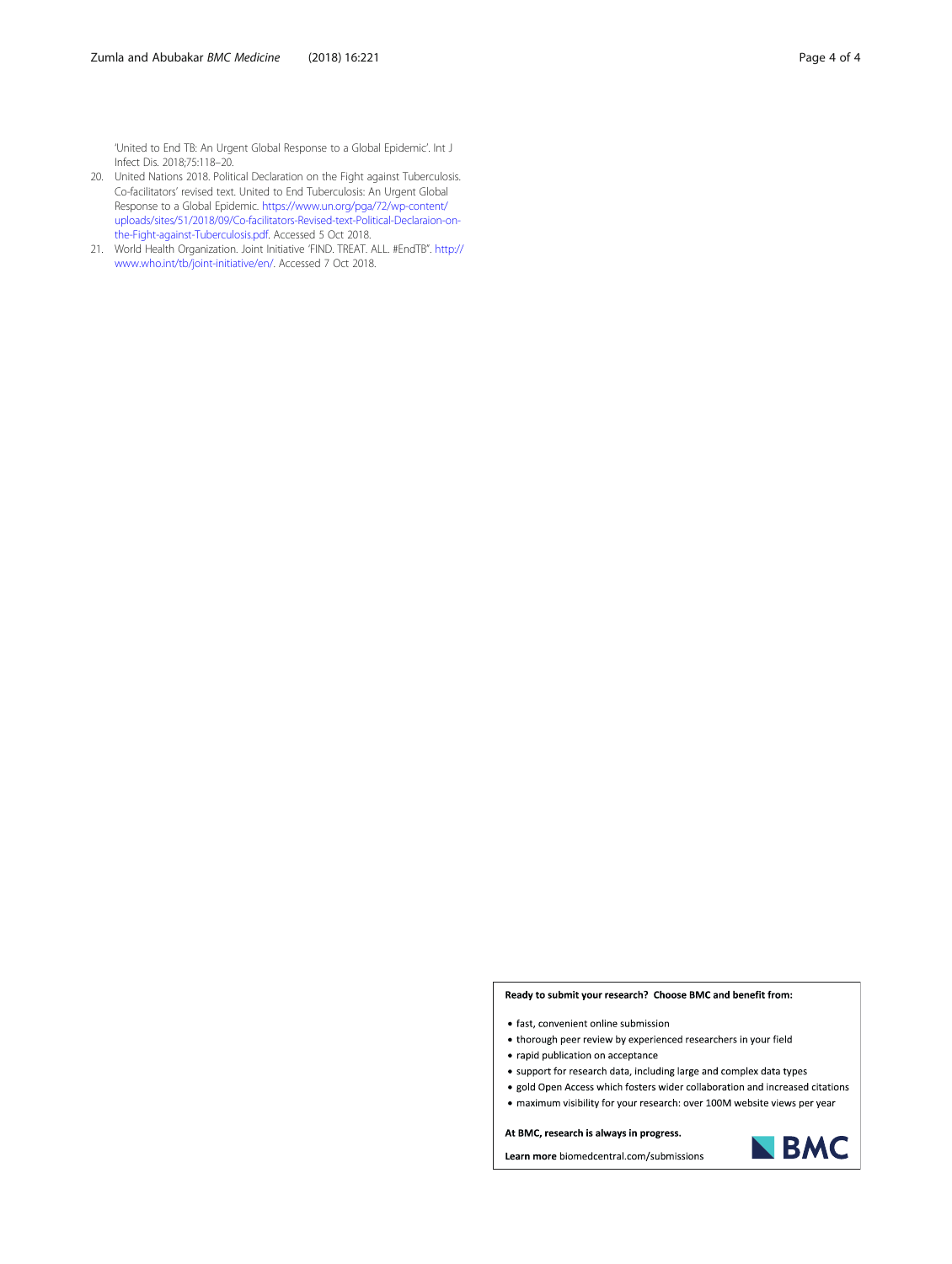'United to End TB: An Urgent Global Response to a Global Epidemic'. Int J Infect Dis. 2018;75:118–20.

20. United Nations 2018. Political Declaration on the Fight against Tuberculosis. Co-facilitators' revised text. United to End Tuberculosis: An Urgent Global Response to a Global Epidemic. https://www.un.org/pga/72/wp-content/uploads/sites/51/2018/09/Co-facilitators-Revised-text-Political-Declaraion-on-the-Fight-against-Tuberculosis.pdf. Accessed 5 Oct 2018.
21. World Health Organization. Joint Initiative 'FIND. TREAT. ALL. #EndTB". http://www.who.int/tb/joint-initiative/en/. Accessed 7 Oct 2018.

**Ready to submit your research? Choose BMC and benefit from:**

- fast, convenient online submission
- thorough peer review by experienced researchers in your field
- rapid publication on acceptance
- support for research data, including large and complex data types
- gold Open Access which fosters wider collaboration and increased citations
- maximum visibility for your research: over 100M website views per year

**At BMC, research is always in progress.**

**Learn more** biomedcentral.com/submissions

BMC